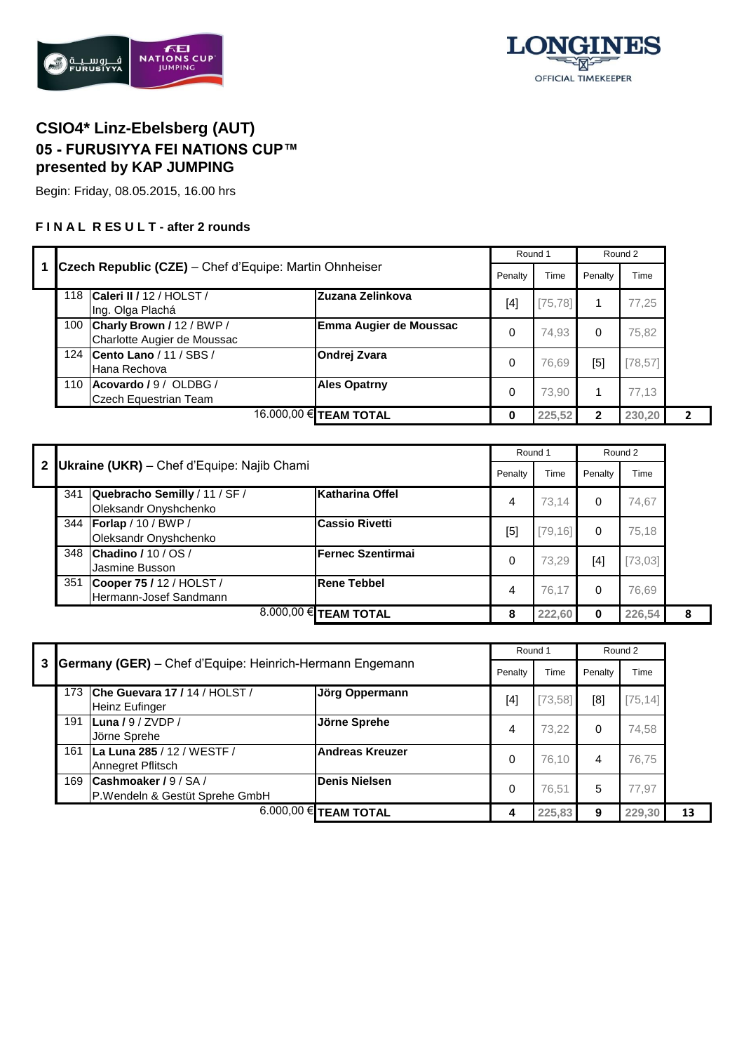## CSIO4* Linz-Ebelsberg (AUT)
## 05 - FURUSIYYA FEI NATIONS CUP™
## presented by KAP JUMPING

Begin: Friday, 08.05.2015, 16.00 hrs

**F I N A L R ES U L T - after 2 rounds**

| 1 | Czech Republic (CZE) – Chef d'Equipe: Martin Ohnheiser | | Round 1 | | Round 2 | | |
|---|---|---|---|---|---|---|---|
| | | | Penalty | Time | Penalty | Time | |
| 118 | **Caleri II /** 12 / HOLST / Ing. Olga Plachá | **Zuzana Zelinkova** | [4] | [75,78] | 1 | 77,25 | |
| 100 | **Charly Brown /** 12 / BWP / Charlotte Augier de Moussac | **Emma Augier de Moussac** | 0 | 74,93 | 0 | 75,82 | |
| 124 | **Cento Lano** / 11 / SBS / Hana Rechova | **Ondrej Zvara** | 0 | 76,69 | [5] | [78,57] | |
| 110 | **Acovardo /** 9 / OLDBG / Czech Equestrian Team | **Ales Opatrny** | 0 | 73,90 | 1 | 77,13 | |
| | 16.000,00 € | **TEAM TOTAL** | **0** | **225,52** | **2** | **230,20** | **2** |

| 2 | Ukraine (UKR) – Chef d'Equipe: Najib Chami | | Round 1 | | Round 2 | | |
|---|---|---|---|---|---|---|---|
| | | | Penalty | Time | Penalty | Time | |
| 341 | **Quebracho Semilly** / 11 / SF / Oleksandr Onyshchenko | **Katharina Offel** | 4 | 73,14 | 0 | 74,67 | |
| 344 | **Forlap** / 10 / BWP / Oleksandr Onyshchenko | **Cassio Rivetti** | [5] | [79,16] | 0 | 75,18 | |
| 348 | **Chadino /** 10 / OS / Jasmine Busson | **Fernec Szentirmai** | 0 | 73,29 | [4] | [73,03] | |
| 351 | **Cooper 75 /** 12 / HOLST / Hermann-Josef Sandmann | **Rene Tebbel** | 4 | 76,17 | 0 | 76,69 | |
| | 8.000,00 € | **TEAM TOTAL** | **8** | **222,60** | **0** | **226,54** | **8** |

| 3 | Germany (GER) – Chef d'Equipe: Heinrich-Hermann Engemann | | Round 1 | | Round 2 | | |
|---|---|---|---|---|---|---|---|
| | | | Penalty | Time | Penalty | Time | |
| 173 | **Che Guevara 17 /** 14 / HOLST / Heinz Eufinger | **Jörg Oppermann** | [4] | [73,58] | [8] | [75,14] | |
| 191 | **Luna /** 9 / ZVDP / Jörne Sprehe | **Jörne Sprehe** | 4 | 73,22 | 0 | 74,58 | |
| 161 | **La Luna 285** / 12 / WESTF / Annegret Pflitsch | **Andreas Kreuzer** | 0 | 76,10 | 4 | 76,75 | |
| 169 | **Cashmoaker /** 9 / SA / P.Wendeln & Gestüt Sprehe GmbH | **Denis Nielsen** | 0 | 76,51 | 5 | 77,97 | |
| | 6.000,00 € | **TEAM TOTAL** | **4** | **225,83** | **9** | **229,30** | **13** |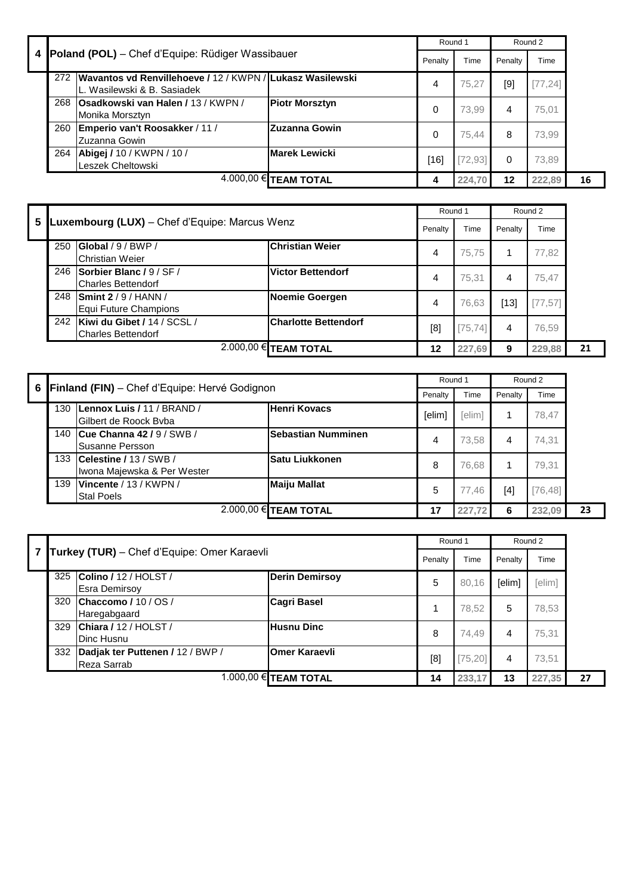| 4 | Poland (POL) – Chef d'Equipe: Rüdiger Wassibauer | | Round 1 | | Round 2 | | |
|---|---|---|---|---|---|---|---|
| | | | Penalty | Time | Penalty | Time | |
| 272 | **Wavantos vd Renvillehoeve /** 12 / KWPN / L. Wasilewski & B. Sasiadek | **Lukasz Wasilewski** | 4 | 75,27 | [9] | [77,24] | |
| 268 | **Osadkowski van Halen /** 13 / KWPN / Monika Morsztyn | **Piotr Morsztyn** | 0 | 73,99 | 4 | 75,01 | |
| 260 | **Emperio van't Roosakker** / 11 / Zuzanna Gowin | **Zuzanna Gowin** | 0 | 75,44 | 8 | 73,99 | |
| 264 | **Abigej /** 10 / KWPN / 10 / Leszek Cheltowski | **Marek Lewicki** | [16] | [72,93] | 0 | 73,89 | |
| | 4.000,00 € | **TEAM TOTAL** | **4** | **224,70** | **12** | **222,89** | **16** |

| 5 | Luxembourg (LUX) – Chef d'Equipe: Marcus Wenz | | Round 1 | | Round 2 | | |
|---|---|---|---|---|---|---|---|
| | | | Penalty | Time | Penalty | Time | |
| 250 | **Global** / 9 / BWP / Christian Weier | **Christian Weier** | 4 | 75,75 | 1 | 77,82 | |
| 246 | **Sorbier Blanc /** 9 / SF / Charles Bettendorf | **Victor Bettendorf** | 4 | 75,31 | 4 | 75,47 | |
| 248 | **Smint 2** / 9 / HANN / Equi Future Champions | **Noemie Goergen** | 4 | 76,63 | [13] | [77,57] | |
| 242 | **Kiwi du Gibet /** 14 / SCSL / Charles Bettendorf | **Charlotte Bettendorf** | [8] | [75,74] | 4 | 76,59 | |
| | 2.000,00 € | **TEAM TOTAL** | **12** | **227,69** | **9** | **229,88** | **21** |

| 6 | Finland (FIN) – Chef d'Equipe: Hervé Godignon | | Round 1 | | Round 2 | | |
|---|---|---|---|---|---|---|---|
| | | | Penalty | Time | Penalty | Time | |
| 130 | **Lennox Luis /** 11 / BRAND / Gilbert de Roock Bvba | **Henri Kovacs** | [elim] | [elim] | 1 | 78,47 | |
| 140 | **Cue Channa 42 /** 9 / SWB / Susanne Persson | **Sebastian Numminen** | 4 | 73,58 | 4 | 74,31 | |
| 133 | **Celestine /** 13 / SWB / Iwona Majewska & Per Wester | **Satu Liukkonen** | 8 | 76,68 | 1 | 79,31 | |
| 139 | **Vincente** / 13 / KWPN / Stal Poels | **Maiju Mallat** | 5 | 77,46 | [4] | [76,48] | |
| | 2.000,00 € | **TEAM TOTAL** | **17** | **227,72** | **6** | **232,09** | **23** |

| 7 | Turkey (TUR) – Chef d'Equipe: Omer Karaevli | | Round 1 | | Round 2 | | |
|---|---|---|---|---|---|---|---|
| | | | Penalty | Time | Penalty | Time | |
| 325 | **Colino /** 12 / HOLST / Esra Demirsoy | **Derin Demirsoy** | 5 | 80,16 | [elim] | [elim] | |
| 320 | **Chaccomo /** 10 / OS / Haregabgaard | **Cagri Basel** | 1 | 78,52 | 5 | 78,53 | |
| 329 | **Chiara /** 12 / HOLST / Dinc Husnu | **Husnu Dinc** | 8 | 74,49 | 4 | 75,31 | |
| 332 | **Dadjak ter Puttenen /** 12 / BWP / Reza Sarrab | **Omer Karaevli** | [8] | [75,20] | 4 | 73,51 | |
| | 1.000,00 € | **TEAM TOTAL** | **14** | **233,17** | **13** | **227,35** | **27** |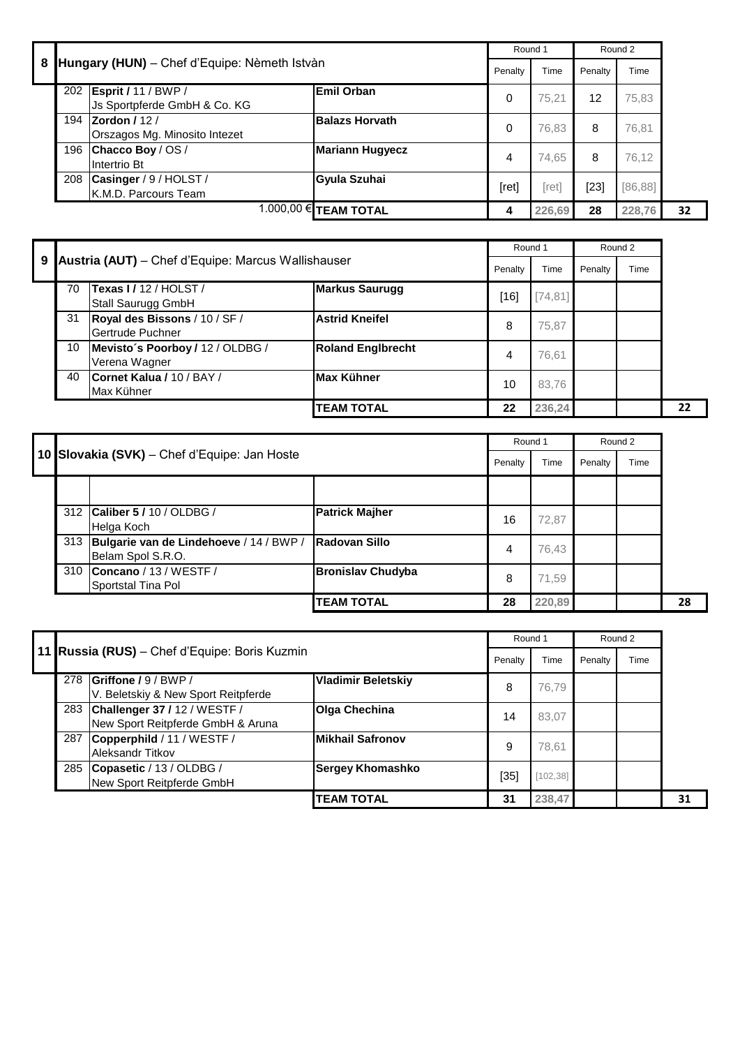| 8 | Hungary (HUN) – Chef d'Equipe: Nèmeth Istvàn | | Round 1 | | Round 2 | | |
|---|---|---|---|---|---|---|---|
| | | | Penalty | Time | Penalty | Time | |
| 202 | **Esprit /** 11 / BWP / Js Sportpferde GmbH & Co. KG | **Emil Orban** | 0 | 75,21 | 12 | 75,83 | |
| 194 | **Zordon /** 12 / Orszagos Mg. Minosito Intezet | **Balazs Horvath** | 0 | 76,83 | 8 | 76,81 | |
| 196 | **Chacco Boy** / OS / Intertrio Bt | **Mariann Hugyecz** | 4 | 74,65 | 8 | 76,12 | |
| 208 | **Casinger** / 9 / HOLST / K.M.D. Parcours Team | **Gyula Szuhai** | [ret] | [ret] | [23] | [86,88] | |
| | 1.000,00 € | **TEAM TOTAL** | **4** | **226,69** | **28** | **228,76** | **32** |

| 9 | Austria (AUT) – Chef d'Equipe: Marcus Wallishauser | | Round 1 | | Round 2 | | |
|---|---|---|---|---|---|---|---|
| | | | Penalty | Time | Penalty | Time | |
| 70 | **Texas I /** 12 / HOLST / Stall Saurugg GmbH | **Markus Saurugg** | [16] | [74,81] | | | |
| 31 | **Royal des Bissons** / 10 / SF / Gertrude Puchner | **Astrid Kneifel** | 8 | 75,87 | | | |
| 10 | **Mevisto´s Poorboy /** 12 / OLDBG / Verena Wagner | **Roland Englbrecht** | 4 | 76,61 | | | |
| 40 | **Cornet Kalua /** 10 / BAY / Max Kühner | **Max Kühner** | 10 | 83,76 | | | |
| | | **TEAM TOTAL** | **22** | **236,24** | | | **22** |

| 10 | Slovakia (SVK) – Chef d'Equipe: Jan Hoste | | Round 1 | | Round 2 | | |
|---|---|---|---|---|---|---|---|
| | | | Penalty | Time | Penalty | Time | |
| | | | | | | | |
| 312 | **Caliber 5 /** 10 / OLDBG / Helga Koch | **Patrick Majher** | 16 | 72,87 | | | |
| 313 | **Bulgarie van de Lindehoeve** / 14 / BWP / Belam Spol S.R.O. | **Radovan Sillo** | 4 | 76,43 | | | |
| 310 | **Concano** / 13 / WESTF / Sportstal Tina Pol | **Bronislav Chudyba** | 8 | 71,59 | | | |
| | | **TEAM TOTAL** | **28** | **220,89** | | | **28** |

| 11 | Russia (RUS) – Chef d'Equipe: Boris Kuzmin | | Round 1 | | Round 2 | | |
|---|---|---|---|---|---|---|---|
| | | | Penalty | Time | Penalty | Time | |
| 278 | **Griffone /** 9 / BWP / V. Beletskiy & New Sport Reitpferde | **Vladimir Beletskiy** | 8 | 76,79 | | | |
| 283 | **Challenger 37 /** 12 / WESTF / New Sport Reitpferde GmbH & Aruna | **Olga Chechina** | 14 | 83,07 | | | |
| 287 | **Copperphild** / 11 / WESTF / Aleksandr Titkov | **Mikhail Safronov** | 9 | 78,61 | | | |
| 285 | **Copasetic** / 13 / OLDBG / New Sport Reitpferde GmbH | **Sergey Khomashko** | [35] | [102,38] | | | |
| | | **TEAM TOTAL** | **31** | **238,47** | | | **31** |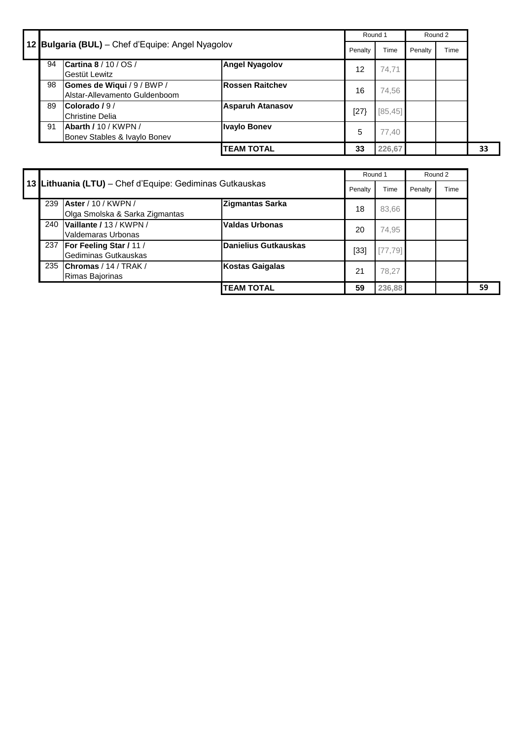| 12 | Bulgaria (BUL) – Chef d'Equipe: Angel Nyagolov | | Round 1 | | Round 2 | | |
|---|---|---|---|---|---|---|---|
| | | | Penalty | Time | Penalty | Time | |
| 94 | **Cartina 8** / 10 / OS / Gestüt Lewitz | **Angel Nyagolov** | 12 | 74,71 | | | |
| 98 | **Gomes de Wiqui** / 9 / BWP / Alstar-Allevamento Guldenboom | **Rossen Raitchev** | 16 | 74,56 | | | |
| 89 | **Colorado /** 9 / Christine Delia | **Asparuh Atanasov** | [27} | [85,45] | | | |
| 91 | **Abarth /** 10 / KWPN / Bonev Stables & Ivaylo Bonev | **Ivaylo Bonev** | 5 | 77,40 | | | |
| | | **TEAM TOTAL** | **33** | **226,67** | | | **33** |

| 13 | Lithuania (LTU) – Chef d'Equipe: Gediminas Gutkauskas | | Round 1 | | Round 2 | | |
|---|---|---|---|---|---|---|---|
| | | | Penalty | Time | Penalty | Time | |
| 239 | **Aster** / 10 / KWPN / Olga Smolska & Sarka Zigmantas | **Zigmantas Sarka** | 18 | 83,66 | | | |
| 240 | **Vaillante /** 13 / KWPN / Valdemaras Urbonas | **Valdas Urbonas** | 20 | 74,95 | | | |
| 237 | **For Feeling Star /** 11 / Gediminas Gutkauskas | **Danielius Gutkauskas** | [33] | [77,79] | | | |
| 235 | **Chromas** / 14 / TRAK / Rimas Bajorinas | **Kostas Gaigalas** | 21 | 78,27 | | | |
| | | **TEAM TOTAL** | **59** | **236,88** | | | **59** |